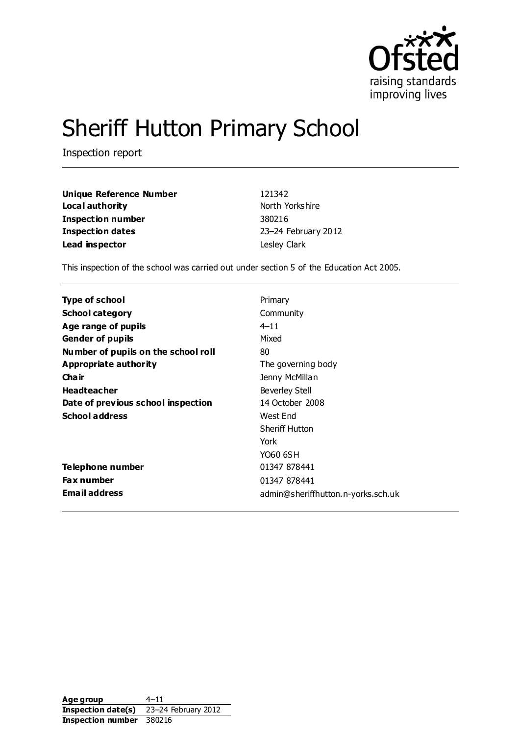# Sheriff Hutton Primary School

Inspection report

| | |
|---|---|
| **Unique Reference Number** | 121342 |
| **Local authority** | North Yorkshire |
| **Inspection number** | 380216 |
| **Inspection dates** | 23–24 February 2012 |
| **Lead inspector** | Lesley Clark |

This inspection of the school was carried out under section 5 of the Education Act 2005.

| | |
|---|---|
| **Type of school** | Primary |
| **School category** | Community |
| **Age range of pupils** | 4–11 |
| **Gender of pupils** | Mixed |
| **Number of pupils on the school roll** | 80 |
| **Appropriate authority** | The governing body |
| **Chair** | Jenny McMillan |
| **Headteacher** | Beverley Stell |
| **Date of previous school inspection** | 14 October 2008 |
| **School address** | West End<br>Sheriff Hutton<br>York<br>YO60 6SH |
| **Telephone number** | 01347 878441 |
| **Fax number** | 01347 878441 |
| **Email address** | admin@sheriffhutton.n-yorks.sch.uk |

| | |
|---|---|
| **Age group** | 4–11 |
| **Inspection date(s)** | 23–24 February 2012 |
| **Inspection number** | 380216 |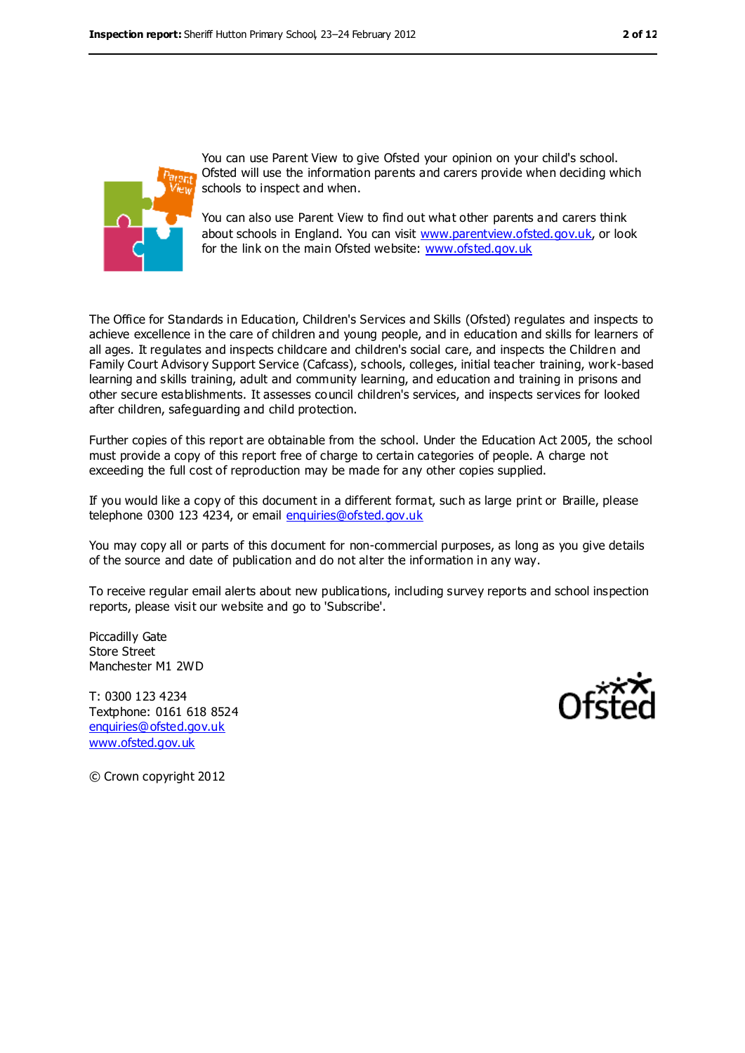You can use Parent View to give Ofsted your opinion on your child's school. Ofsted will use the information parents and carers provide when deciding which schools to inspect and when.

You can also use Parent View to find out what other parents and carers think about schools in England. You can visit www.parentview.ofsted.gov.uk, or look for the link on the main Ofsted website: www.ofsted.gov.uk

The Office for Standards in Education, Children's Services and Skills (Ofsted) regulates and inspects to achieve excellence in the care of children and young people, and in education and skills for learners of all ages. It regulates and inspects childcare and children's social care, and inspects the Children and Family Court Advisory Support Service (Cafcass), schools, colleges, initial teacher training, work-based learning and skills training, adult and community learning, and education and training in prisons and other secure establishments. It assesses council children's services, and inspects services for looked after children, safeguarding and child protection.

Further copies of this report are obtainable from the school. Under the Education Act 2005, the school must provide a copy of this report free of charge to certain categories of people. A charge not exceeding the full cost of reproduction may be made for any other copies supplied.

If you would like a copy of this document in a different format, such as large print or Braille, please telephone 0300 123 4234, or email enquiries@ofsted.gov.uk

You may copy all or parts of this document for non-commercial purposes, as long as you give details of the source and date of publication and do not alter the information in any way.

To receive regular email alerts about new publications, including survey reports and school inspection reports, please visit our website and go to 'Subscribe'.

Piccadilly Gate
Store Street
Manchester M1 2WD

T: 0300 123 4234
Textphone: 0161 618 8524
enquiries@ofsted.gov.uk
www.ofsted.gov.uk

© Crown copyright 2012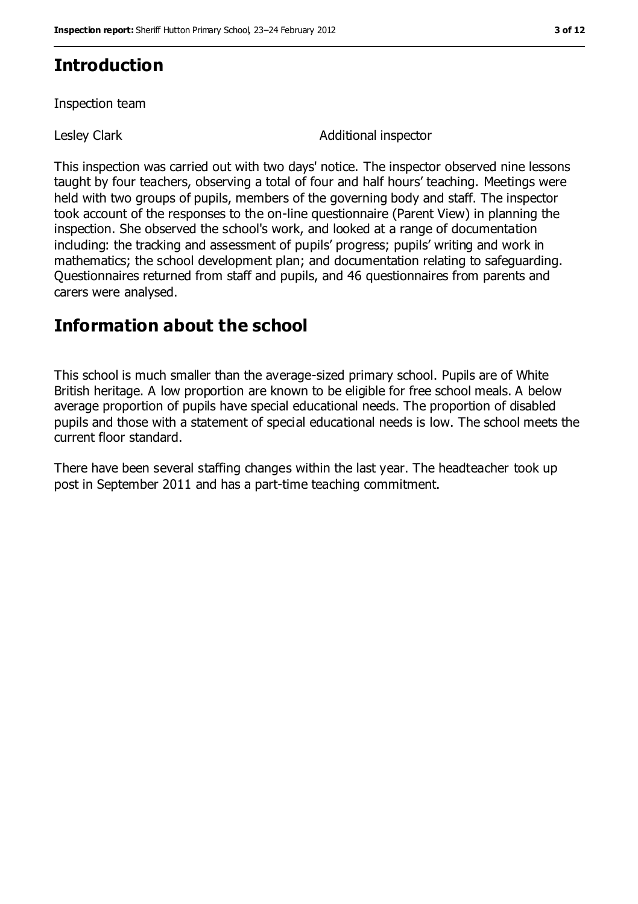## Introduction

Inspection team

| | |
|---|---|
| Lesley Clark | Additional inspector |

This inspection was carried out with two days' notice. The inspector observed nine lessons taught by four teachers, observing a total of four and half hours' teaching. Meetings were held with two groups of pupils, members of the governing body and staff. The inspector took account of the responses to the on-line questionnaire (Parent View) in planning the inspection. She observed the school's work, and looked at a range of documentation including: the tracking and assessment of pupils' progress; pupils' writing and work in mathematics; the school development plan; and documentation relating to safeguarding. Questionnaires returned from staff and pupils, and 46 questionnaires from parents and carers were analysed.

## Information about the school

This school is much smaller than the average-sized primary school. Pupils are of White British heritage. A low proportion are known to be eligible for free school meals. A below average proportion of pupils have special educational needs. The proportion of disabled pupils and those with a statement of special educational needs is low. The school meets the current floor standard.

There have been several staffing changes within the last year. The headteacher took up post in September 2011 and has a part-time teaching commitment.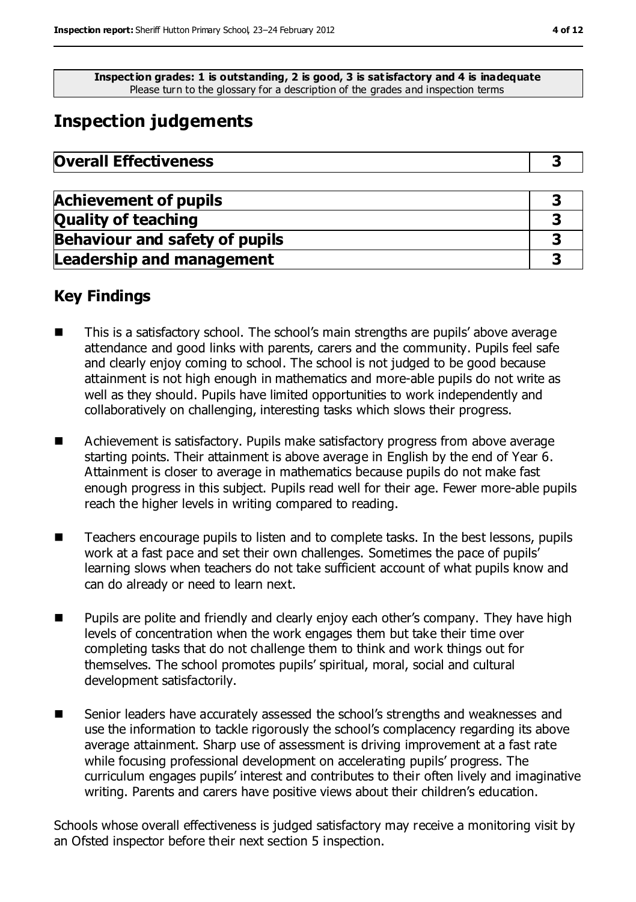**Inspection grades: 1 is outstanding, 2 is good, 3 is satisfactory and 4 is inadequate**
Please turn to the glossary for a description of the grades and inspection terms

## Inspection judgements

| **Overall Effectiveness** | **3** |
|---|---|

| **Achievement of pupils** | **3** |
|---|---|
| **Quality of teaching** | **3** |
| **Behaviour and safety of pupils** | **3** |
| **Leadership and management** | **3** |

### Key Findings

- This is a satisfactory school. The school's main strengths are pupils' above average attendance and good links with parents, carers and the community. Pupils feel safe and clearly enjoy coming to school. The school is not judged to be good because attainment is not high enough in mathematics and more-able pupils do not write as well as they should. Pupils have limited opportunities to work independently and collaboratively on challenging, interesting tasks which slows their progress.

- Achievement is satisfactory. Pupils make satisfactory progress from above average starting points. Their attainment is above average in English by the end of Year 6. Attainment is closer to average in mathematics because pupils do not make fast enough progress in this subject. Pupils read well for their age. Fewer more-able pupils reach the higher levels in writing compared to reading.

- Teachers encourage pupils to listen and to complete tasks. In the best lessons, pupils work at a fast pace and set their own challenges. Sometimes the pace of pupils' learning slows when teachers do not take sufficient account of what pupils know and can do already or need to learn next.

- Pupils are polite and friendly and clearly enjoy each other's company. They have high levels of concentration when the work engages them but take their time over completing tasks that do not challenge them to think and work things out for themselves. The school promotes pupils' spiritual, moral, social and cultural development satisfactorily.

- Senior leaders have accurately assessed the school's strengths and weaknesses and use the information to tackle rigorously the school's complacency regarding its above average attainment. Sharp use of assessment is driving improvement at a fast rate while focusing professional development on accelerating pupils' progress. The curriculum engages pupils' interest and contributes to their often lively and imaginative writing. Parents and carers have positive views about their children's education.

Schools whose overall effectiveness is judged satisfactory may receive a monitoring visit by an Ofsted inspector before their next section 5 inspection.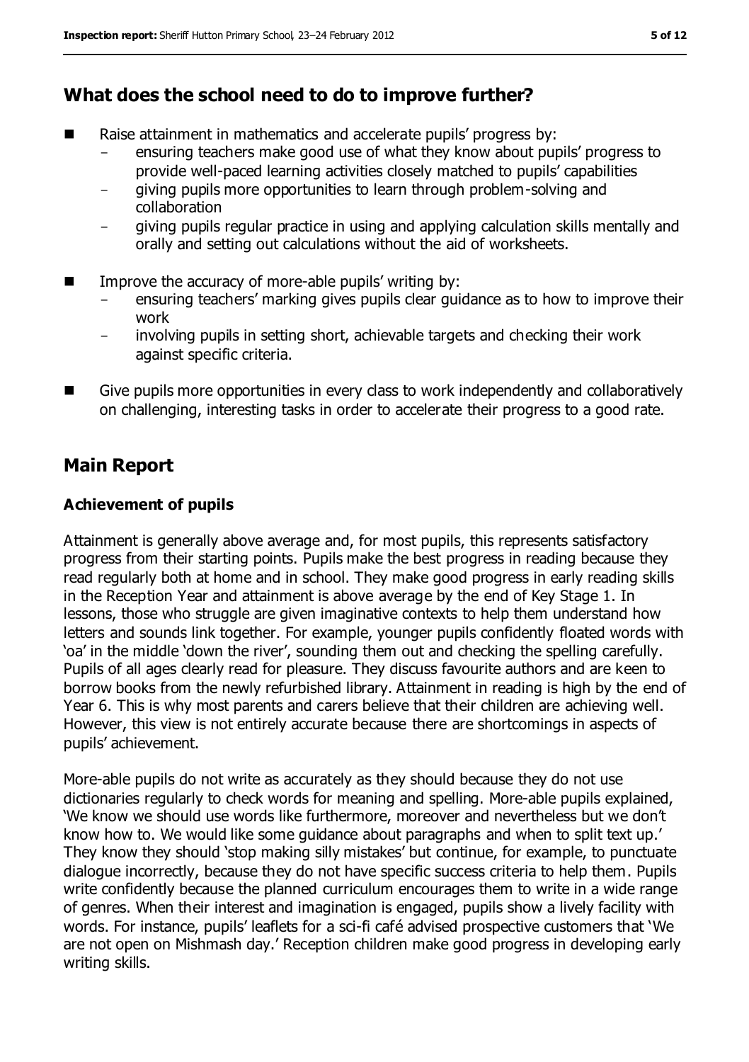## What does the school need to do to improve further?

- Raise attainment in mathematics and accelerate pupils' progress by:
  - ensuring teachers make good use of what they know about pupils' progress to provide well-paced learning activities closely matched to pupils' capabilities
  - giving pupils more opportunities to learn through problem-solving and collaboration
  - giving pupils regular practice in using and applying calculation skills mentally and orally and setting out calculations without the aid of worksheets.
- Improve the accuracy of more-able pupils' writing by:
  - ensuring teachers' marking gives pupils clear guidance as to how to improve their work
  - involving pupils in setting short, achievable targets and checking their work against specific criteria.
- Give pupils more opportunities in every class to work independently and collaboratively on challenging, interesting tasks in order to accelerate their progress to a good rate.

## Main Report

### Achievement of pupils

Attainment is generally above average and, for most pupils, this represents satisfactory progress from their starting points. Pupils make the best progress in reading because they read regularly both at home and in school. They make good progress in early reading skills in the Reception Year and attainment is above average by the end of Key Stage 1. In lessons, those who struggle are given imaginative contexts to help them understand how letters and sounds link together. For example, younger pupils confidently floated words with 'oa' in the middle 'down the river', sounding them out and checking the spelling carefully. Pupils of all ages clearly read for pleasure. They discuss favourite authors and are keen to borrow books from the newly refurbished library. Attainment in reading is high by the end of Year 6. This is why most parents and carers believe that their children are achieving well. However, this view is not entirely accurate because there are shortcomings in aspects of pupils' achievement.

More-able pupils do not write as accurately as they should because they do not use dictionaries regularly to check words for meaning and spelling. More-able pupils explained, 'We know we should use words like furthermore, moreover and nevertheless but we don't know how to. We would like some guidance about paragraphs and when to split text up.' They know they should 'stop making silly mistakes' but continue, for example, to punctuate dialogue incorrectly, because they do not have specific success criteria to help them. Pupils write confidently because the planned curriculum encourages them to write in a wide range of genres. When their interest and imagination is engaged, pupils show a lively facility with words. For instance, pupils' leaflets for a sci-fi café advised prospective customers that 'We are not open on Mishmash day.' Reception children make good progress in developing early writing skills.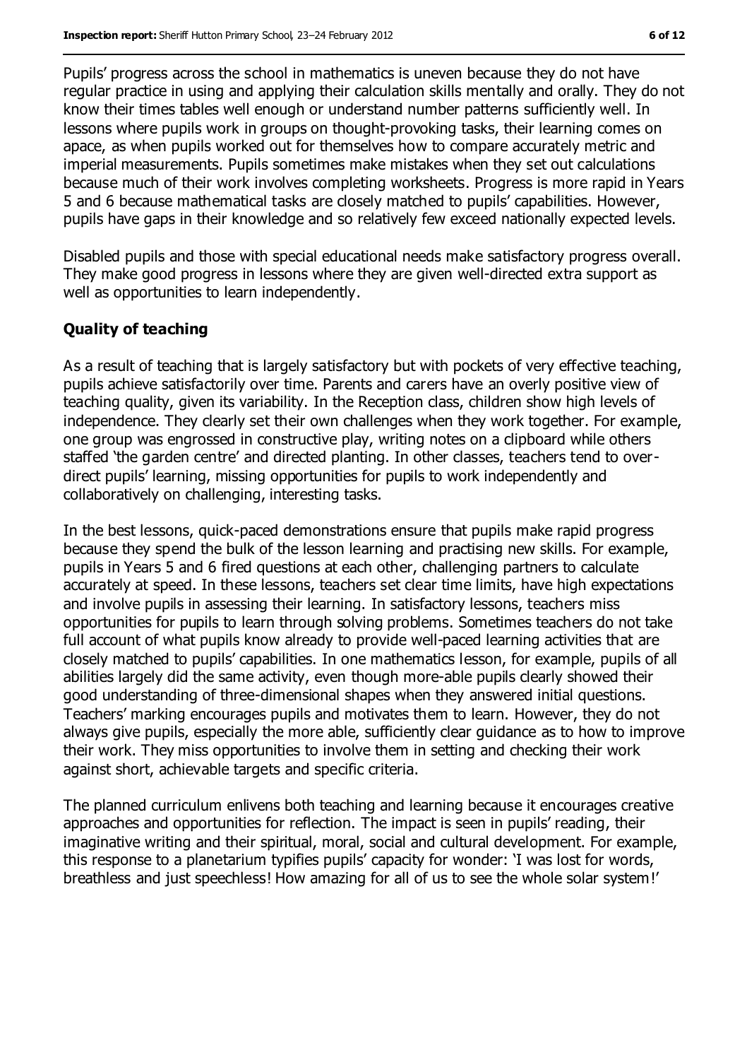Pupils' progress across the school in mathematics is uneven because they do not have regular practice in using and applying their calculation skills mentally and orally. They do not know their times tables well enough or understand number patterns sufficiently well. In lessons where pupils work in groups on thought-provoking tasks, their learning comes on apace, as when pupils worked out for themselves how to compare accurately metric and imperial measurements. Pupils sometimes make mistakes when they set out calculations because much of their work involves completing worksheets. Progress is more rapid in Years 5 and 6 because mathematical tasks are closely matched to pupils' capabilities. However, pupils have gaps in their knowledge and so relatively few exceed nationally expected levels.

Disabled pupils and those with special educational needs make satisfactory progress overall. They make good progress in lessons where they are given well-directed extra support as well as opportunities to learn independently.

### Quality of teaching

As a result of teaching that is largely satisfactory but with pockets of very effective teaching, pupils achieve satisfactorily over time. Parents and carers have an overly positive view of teaching quality, given its variability. In the Reception class, children show high levels of independence. They clearly set their own challenges when they work together. For example, one group was engrossed in constructive play, writing notes on a clipboard while others staffed 'the garden centre' and directed planting. In other classes, teachers tend to over-direct pupils' learning, missing opportunities for pupils to work independently and collaboratively on challenging, interesting tasks.

In the best lessons, quick-paced demonstrations ensure that pupils make rapid progress because they spend the bulk of the lesson learning and practising new skills. For example, pupils in Years 5 and 6 fired questions at each other, challenging partners to calculate accurately at speed. In these lessons, teachers set clear time limits, have high expectations and involve pupils in assessing their learning. In satisfactory lessons, teachers miss opportunities for pupils to learn through solving problems. Sometimes teachers do not take full account of what pupils know already to provide well-paced learning activities that are closely matched to pupils' capabilities. In one mathematics lesson, for example, pupils of all abilities largely did the same activity, even though more-able pupils clearly showed their good understanding of three-dimensional shapes when they answered initial questions. Teachers' marking encourages pupils and motivates them to learn. However, they do not always give pupils, especially the more able, sufficiently clear guidance as to how to improve their work. They miss opportunities to involve them in setting and checking their work against short, achievable targets and specific criteria.

The planned curriculum enlivens both teaching and learning because it encourages creative approaches and opportunities for reflection. The impact is seen in pupils' reading, their imaginative writing and their spiritual, moral, social and cultural development. For example, this response to a planetarium typifies pupils' capacity for wonder: 'I was lost for words, breathless and just speechless! How amazing for all of us to see the whole solar system!'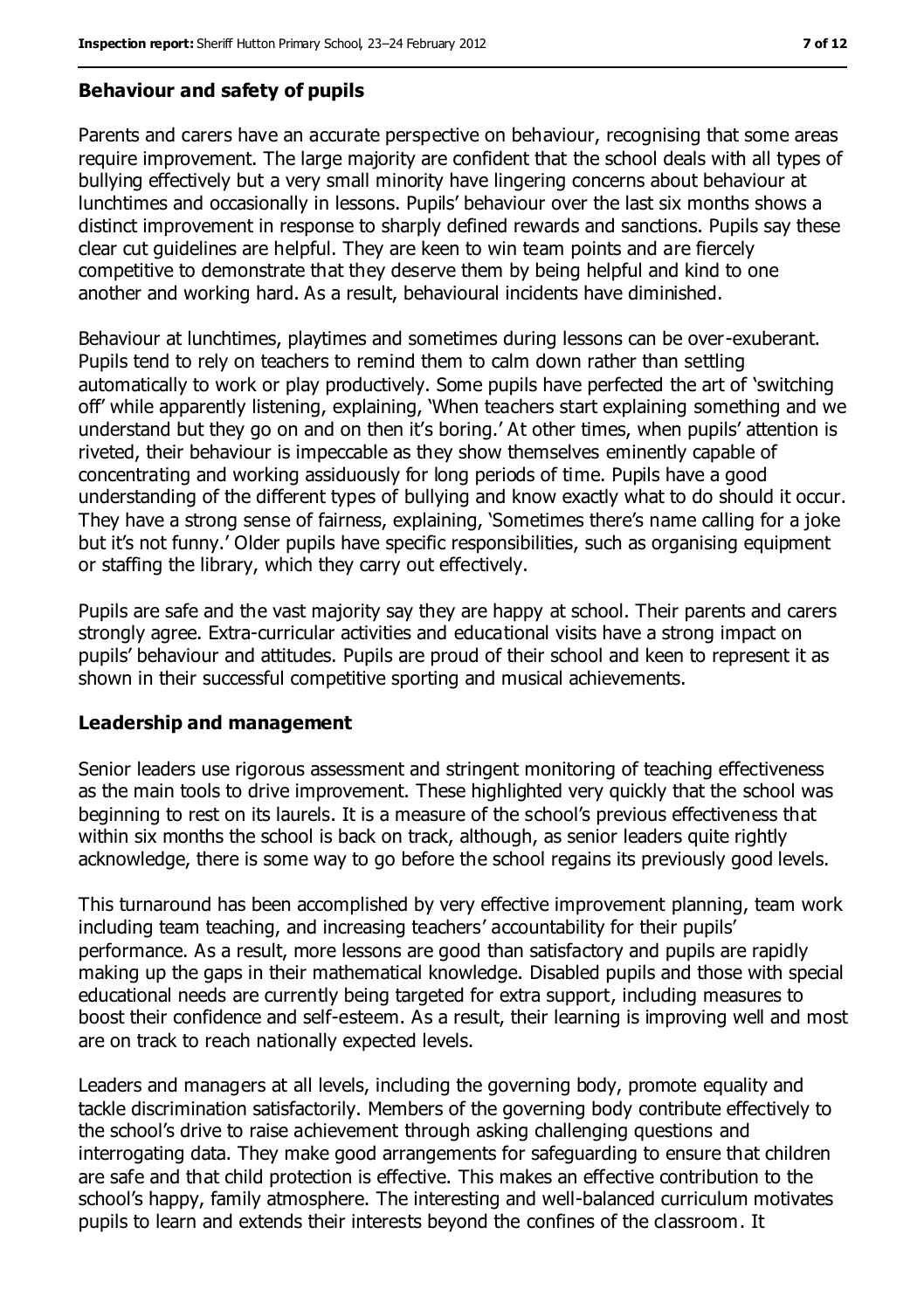### Behaviour and safety of pupils

Parents and carers have an accurate perspective on behaviour, recognising that some areas require improvement. The large majority are confident that the school deals with all types of bullying effectively but a very small minority have lingering concerns about behaviour at lunchtimes and occasionally in lessons. Pupils' behaviour over the last six months shows a distinct improvement in response to sharply defined rewards and sanctions. Pupils say these clear cut guidelines are helpful. They are keen to win team points and are fiercely competitive to demonstrate that they deserve them by being helpful and kind to one another and working hard. As a result, behavioural incidents have diminished.

Behaviour at lunchtimes, playtimes and sometimes during lessons can be over-exuberant. Pupils tend to rely on teachers to remind them to calm down rather than settling automatically to work or play productively. Some pupils have perfected the art of 'switching off' while apparently listening, explaining, 'When teachers start explaining something and we understand but they go on and on then it's boring.' At other times, when pupils' attention is riveted, their behaviour is impeccable as they show themselves eminently capable of concentrating and working assiduously for long periods of time. Pupils have a good understanding of the different types of bullying and know exactly what to do should it occur. They have a strong sense of fairness, explaining, 'Sometimes there's name calling for a joke but it's not funny.' Older pupils have specific responsibilities, such as organising equipment or staffing the library, which they carry out effectively.

Pupils are safe and the vast majority say they are happy at school. Their parents and carers strongly agree. Extra-curricular activities and educational visits have a strong impact on pupils' behaviour and attitudes. Pupils are proud of their school and keen to represent it as shown in their successful competitive sporting and musical achievements.

### Leadership and management

Senior leaders use rigorous assessment and stringent monitoring of teaching effectiveness as the main tools to drive improvement. These highlighted very quickly that the school was beginning to rest on its laurels. It is a measure of the school's previous effectiveness that within six months the school is back on track, although, as senior leaders quite rightly acknowledge, there is some way to go before the school regains its previously good levels.

This turnaround has been accomplished by very effective improvement planning, team work including team teaching, and increasing teachers' accountability for their pupils' performance. As a result, more lessons are good than satisfactory and pupils are rapidly making up the gaps in their mathematical knowledge. Disabled pupils and those with special educational needs are currently being targeted for extra support, including measures to boost their confidence and self-esteem. As a result, their learning is improving well and most are on track to reach nationally expected levels.

Leaders and managers at all levels, including the governing body, promote equality and tackle discrimination satisfactorily. Members of the governing body contribute effectively to the school's drive to raise achievement through asking challenging questions and interrogating data. They make good arrangements for safeguarding to ensure that children are safe and that child protection is effective. This makes an effective contribution to the school's happy, family atmosphere. The interesting and well-balanced curriculum motivates pupils to learn and extends their interests beyond the confines of the classroom. It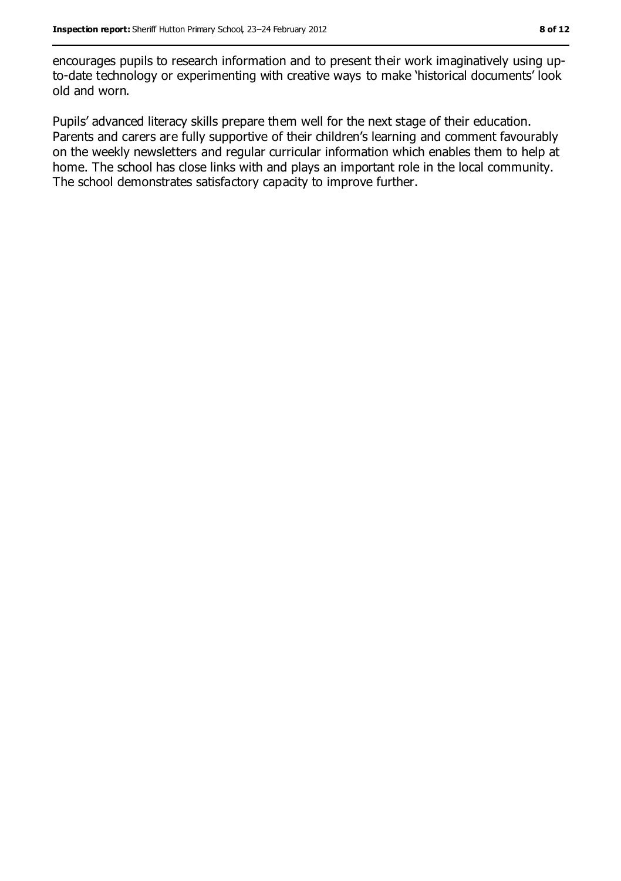encourages pupils to research information and to present their work imaginatively using up-to-date technology or experimenting with creative ways to make 'historical documents' look old and worn.

Pupils' advanced literacy skills prepare them well for the next stage of their education. Parents and carers are fully supportive of their children's learning and comment favourably on the weekly newsletters and regular curricular information which enables them to help at home. The school has close links with and plays an important role in the local community. The school demonstrates satisfactory capacity to improve further.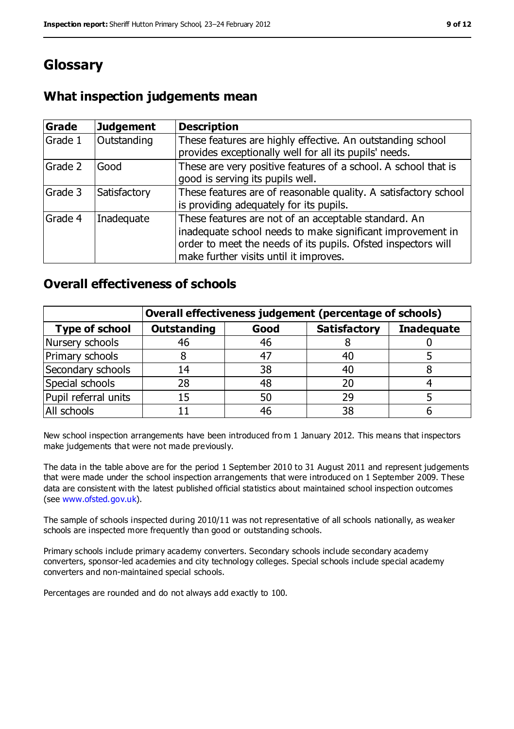# Glossary

## What inspection judgements mean

| Grade | Judgement | Description |
|---|---|---|
| Grade 1 | Outstanding | These features are highly effective. An outstanding school provides exceptionally well for all its pupils' needs. |
| Grade 2 | Good | These are very positive features of a school. A school that is good is serving its pupils well. |
| Grade 3 | Satisfactory | These features are of reasonable quality. A satisfactory school is providing adequately for its pupils. |
| Grade 4 | Inadequate | These features are not of an acceptable standard. An inadequate school needs to make significant improvement in order to meet the needs of its pupils. Ofsted inspectors will make further visits until it improves. |

## Overall effectiveness of schools

| | Overall effectiveness judgement (percentage of schools) | | | |
|---|---|---|---|---|
| **Type of school** | **Outstanding** | **Good** | **Satisfactory** | **Inadequate** |
| Nursery schools | 46 | 46 | 8 | 0 |
| Primary schools | 8 | 47 | 40 | 5 |
| Secondary schools | 14 | 38 | 40 | 8 |
| Special schools | 28 | 48 | 20 | 4 |
| Pupil referral units | 15 | 50 | 29 | 5 |
| All schools | 11 | 46 | 38 | 6 |

New school inspection arrangements have been introduced from 1 January 2012. This means that inspectors make judgements that were not made previously.

The data in the table above are for the period 1 September 2010 to 31 August 2011 and represent judgements that were made under the school inspection arrangements that were introduced on 1 September 2009. These data are consistent with the latest published official statistics about maintained school inspection outcomes (see www.ofsted.gov.uk).

The sample of schools inspected during 2010/11 was not representative of all schools nationally, as weaker schools are inspected more frequently than good or outstanding schools.

Primary schools include primary academy converters. Secondary schools include secondary academy converters, sponsor-led academies and city technology colleges. Special schools include special academy converters and non-maintained special schools.

Percentages are rounded and do not always add exactly to 100.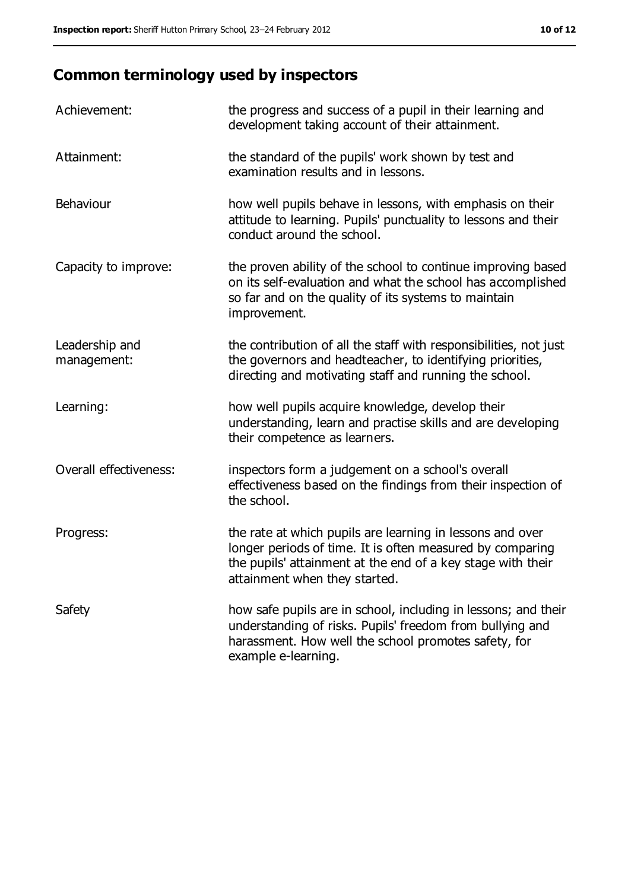## Common terminology used by inspectors

| | |
|---|---|
| Achievement: | the progress and success of a pupil in their learning and development taking account of their attainment. |
| Attainment: | the standard of the pupils' work shown by test and examination results and in lessons. |
| Behaviour | how well pupils behave in lessons, with emphasis on their attitude to learning. Pupils' punctuality to lessons and their conduct around the school. |
| Capacity to improve: | the proven ability of the school to continue improving based on its self-evaluation and what the school has accomplished so far and on the quality of its systems to maintain improvement. |
| Leadership and management: | the contribution of all the staff with responsibilities, not just the governors and headteacher, to identifying priorities, directing and motivating staff and running the school. |
| Learning: | how well pupils acquire knowledge, develop their understanding, learn and practise skills and are developing their competence as learners. |
| Overall effectiveness: | inspectors form a judgement on a school's overall effectiveness based on the findings from their inspection of the school. |
| Progress: | the rate at which pupils are learning in lessons and over longer periods of time. It is often measured by comparing the pupils' attainment at the end of a key stage with their attainment when they started. |
| Safety | how safe pupils are in school, including in lessons; and their understanding of risks. Pupils' freedom from bullying and harassment. How well the school promotes safety, for example e-learning. |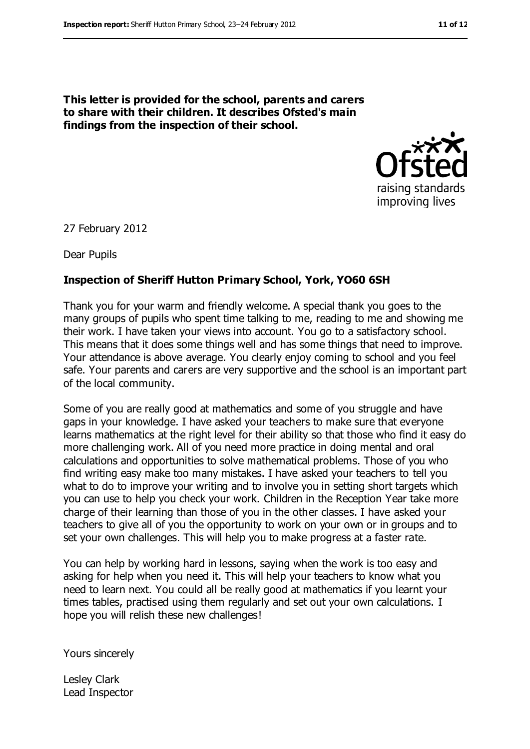**This letter is provided for the school, parents and carers to share with their children. It describes Ofsted's main findings from the inspection of their school.**

27 February 2012

Dear Pupils

**Inspection of Sheriff Hutton Primary School, York, YO60 6SH**

Thank you for your warm and friendly welcome. A special thank you goes to the many groups of pupils who spent time talking to me, reading to me and showing me their work. I have taken your views into account. You go to a satisfactory school. This means that it does some things well and has some things that need to improve. Your attendance is above average. You clearly enjoy coming to school and you feel safe. Your parents and carers are very supportive and the school is an important part of the local community.

Some of you are really good at mathematics and some of you struggle and have gaps in your knowledge. I have asked your teachers to make sure that everyone learns mathematics at the right level for their ability so that those who find it easy do more challenging work. All of you need more practice in doing mental and oral calculations and opportunities to solve mathematical problems. Those of you who find writing easy make too many mistakes. I have asked your teachers to tell you what to do to improve your writing and to involve you in setting short targets which you can use to help you check your work. Children in the Reception Year take more charge of their learning than those of you in the other classes. I have asked your teachers to give all of you the opportunity to work on your own or in groups and to set your own challenges. This will help you to make progress at a faster rate.

You can help by working hard in lessons, saying when the work is too easy and asking for help when you need it. This will help your teachers to know what you need to learn next. You could all be really good at mathematics if you learnt your times tables, practised using them regularly and set out your own calculations. I hope you will relish these new challenges!

Yours sincerely

Lesley Clark
Lead Inspector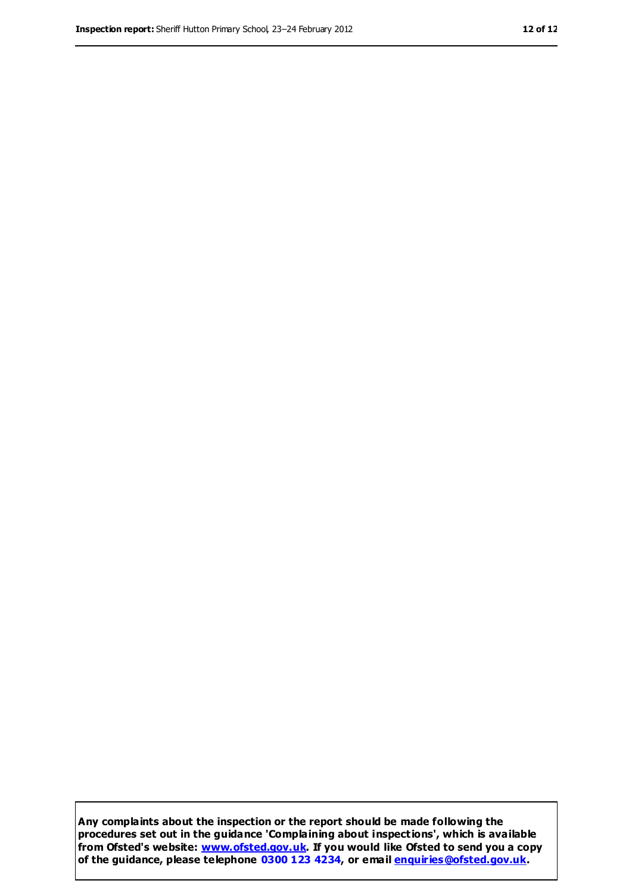**Any complaints about the inspection or the report should be made following the procedures set out in the guidance 'Complaining about inspections', which is available from Ofsted's website: www.ofsted.gov.uk. If you would like Ofsted to send you a copy of the guidance, please telephone 0300 123 4234, or email enquiries@ofsted.gov.uk.**